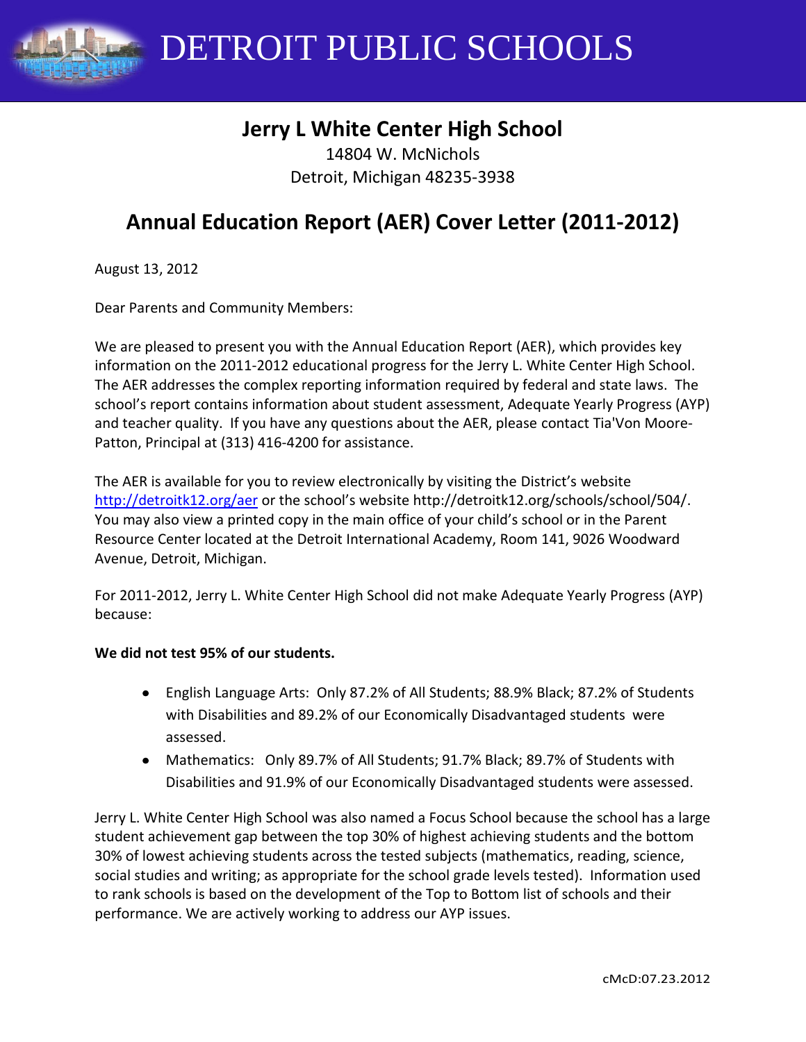# DETROIT PUBLIC SCHOOLS

## Jerry L White Center High School

14804 W. McNichols
Detroit, Michigan 48235-3938

## Annual Education Report (AER) Cover Letter (2011-2012)

August 13, 2012

Dear Parents and Community Members:

We are pleased to present you with the Annual Education Report (AER), which provides key information on the 2011-2012 educational progress for the Jerry L. White Center High School. The AER addresses the complex reporting information required by federal and state laws. The school's report contains information about student assessment, Adequate Yearly Progress (AYP) and teacher quality. If you have any questions about the AER, please contact Tia'Von Moore-Patton, Principal at (313) 416-4200 for assistance.

The AER is available for you to review electronically by visiting the District's website http://detroitk12.org/aer or the school's website http://detroitk12.org/schools/school/504/. You may also view a printed copy in the main office of your child's school or in the Parent Resource Center located at the Detroit International Academy, Room 141, 9026 Woodward Avenue, Detroit, Michigan.

For 2011-2012, Jerry L. White Center High School did not make Adequate Yearly Progress (AYP) because:

**We did not test 95% of our students.**

- English Language Arts: Only 87.2% of All Students; 88.9% Black; 87.2% of Students with Disabilities and 89.2% of our Economically Disadvantaged students were assessed.
- Mathematics: Only 89.7% of All Students; 91.7% Black; 89.7% of Students with Disabilities and 91.9% of our Economically Disadvantaged students were assessed.

Jerry L. White Center High School was also named a Focus School because the school has a large student achievement gap between the top 30% of highest achieving students and the bottom 30% of lowest achieving students across the tested subjects (mathematics, reading, science, social studies and writing; as appropriate for the school grade levels tested). Information used to rank schools is based on the development of the Top to Bottom list of schools and their performance. We are actively working to address our AYP issues.

cMcD:07.23.2012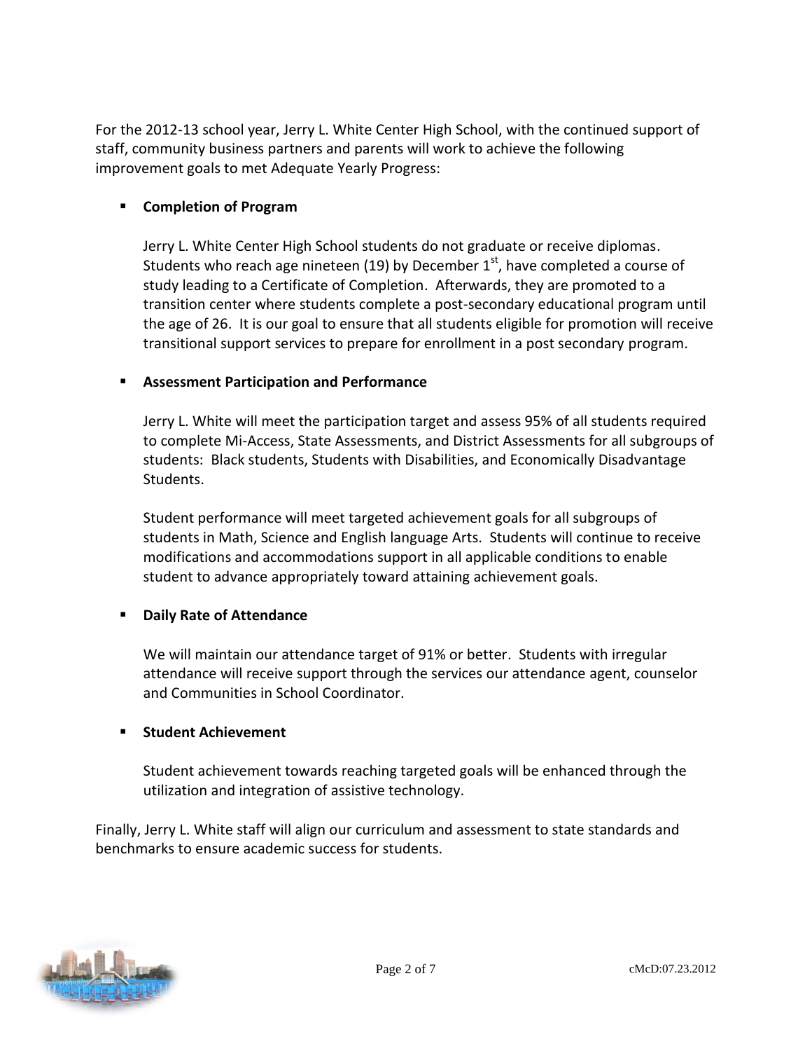For the 2012-13 school year, Jerry L. White Center High School, with the continued support of staff, community business partners and parents will work to achieve the following improvement goals to met Adequate Yearly Progress:

- **Completion of Program**

  Jerry L. White Center High School students do not graduate or receive diplomas. Students who reach age nineteen (19) by December 1st, have completed a course of study leading to a Certificate of Completion. Afterwards, they are promoted to a transition center where students complete a post-secondary educational program until the age of 26. It is our goal to ensure that all students eligible for promotion will receive transitional support services to prepare for enrollment in a post secondary program.

- **Assessment Participation and Performance**

  Jerry L. White will meet the participation target and assess 95% of all students required to complete Mi-Access, State Assessments, and District Assessments for all subgroups of students: Black students, Students with Disabilities, and Economically Disadvantage Students.

  Student performance will meet targeted achievement goals for all subgroups of students in Math, Science and English language Arts. Students will continue to receive modifications and accommodations support in all applicable conditions to enable student to advance appropriately toward attaining achievement goals.

- **Daily Rate of Attendance**

  We will maintain our attendance target of 91% or better. Students with irregular attendance will receive support through the services our attendance agent, counselor and Communities in School Coordinator.

- **Student Achievement**

  Student achievement towards reaching targeted goals will be enhanced through the utilization and integration of assistive technology.

Finally, Jerry L. White staff will align our curriculum and assessment to state standards and benchmarks to ensure academic success for students.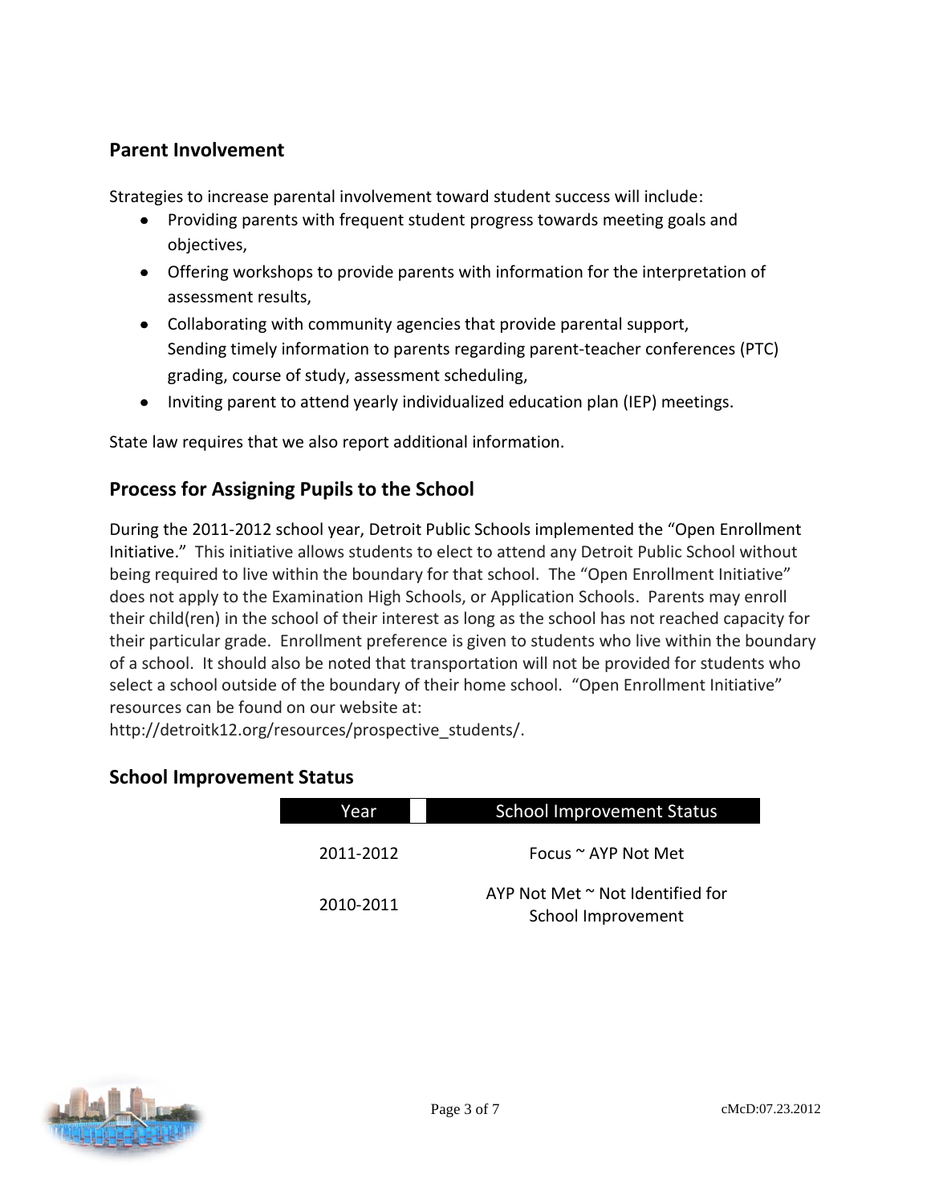## Parent Involvement

Strategies to increase parental involvement toward student success will include:

- Providing parents with frequent student progress towards meeting goals and objectives,
- Offering workshops to provide parents with information for the interpretation of assessment results,
- Collaborating with community agencies that provide parental support, Sending timely information to parents regarding parent-teacher conferences (PTC) grading, course of study, assessment scheduling,
- Inviting parent to attend yearly individualized education plan (IEP) meetings.

State law requires that we also report additional information.

## Process for Assigning Pupils to the School

During the 2011-2012 school year, Detroit Public Schools implemented the "Open Enrollment Initiative." This initiative allows students to elect to attend any Detroit Public School without being required to live within the boundary for that school. The "Open Enrollment Initiative" does not apply to the Examination High Schools, or Application Schools. Parents may enroll their child(ren) in the school of their interest as long as the school has not reached capacity for their particular grade. Enrollment preference is given to students who live within the boundary of a school. It should also be noted that transportation will not be provided for students who select a school outside of the boundary of their home school. "Open Enrollment Initiative" resources can be found on our website at: http://detroitk12.org/resources/prospective_students/.

## School Improvement Status

| Year | School Improvement Status |
| --- | --- |
| 2011-2012 | Focus ~ AYP Not Met |
| 2010-2011 | AYP Not Met ~ Not Identified for School Improvement |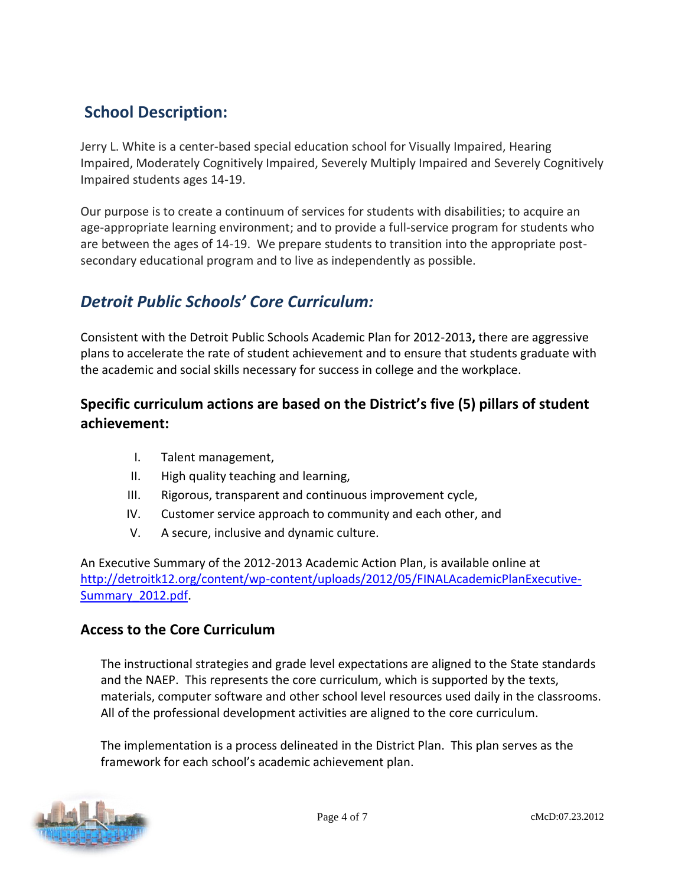## School Description:

Jerry L. White is a center-based special education school for Visually Impaired, Hearing Impaired, Moderately Cognitively Impaired, Severely Multiply Impaired and Severely Cognitively Impaired students ages 14-19.

Our purpose is to create a continuum of services for students with disabilities; to acquire an age-appropriate learning environment; and to provide a full-service program for students who are between the ages of 14-19. We prepare students to transition into the appropriate post-secondary educational program and to live as independently as possible.

## *Detroit Public Schools' Core Curriculum:*

Consistent with the Detroit Public Schools Academic Plan for 2012-2013**,** there are aggressive plans to accelerate the rate of student achievement and to ensure that students graduate with the academic and social skills necessary for success in college and the workplace.

### Specific curriculum actions are based on the District's five (5) pillars of student achievement:

- I. Talent management,
- II. High quality teaching and learning,
- III. Rigorous, transparent and continuous improvement cycle,
- IV. Customer service approach to community and each other, and
- V. A secure, inclusive and dynamic culture.

An Executive Summary of the 2012-2013 Academic Action Plan, is available online at http://detroitk12.org/content/wp-content/uploads/2012/05/FINALAcademicPlanExecutive-Summary_2012.pdf.

### Access to the Core Curriculum

The instructional strategies and grade level expectations are aligned to the State standards and the NAEP. This represents the core curriculum, which is supported by the texts, materials, computer software and other school level resources used daily in the classrooms. All of the professional development activities are aligned to the core curriculum.

The implementation is a process delineated in the District Plan. This plan serves as the framework for each school's academic achievement plan.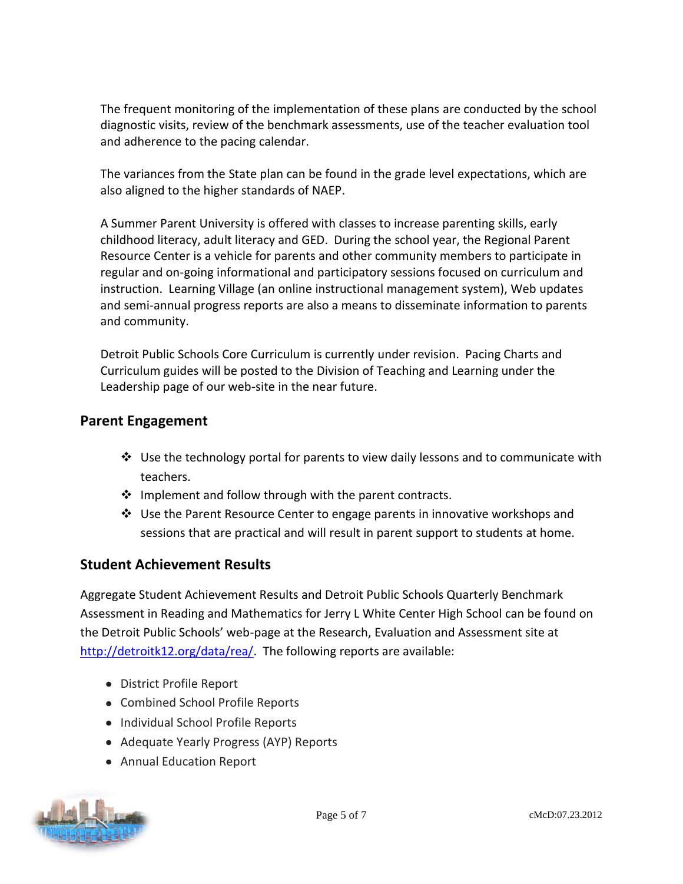The frequent monitoring of the implementation of these plans are conducted by the school diagnostic visits, review of the benchmark assessments, use of the teacher evaluation tool and adherence to the pacing calendar.

The variances from the State plan can be found in the grade level expectations, which are also aligned to the higher standards of NAEP.

A Summer Parent University is offered with classes to increase parenting skills, early childhood literacy, adult literacy and GED. During the school year, the Regional Parent Resource Center is a vehicle for parents and other community members to participate in regular and on-going informational and participatory sessions focused on curriculum and instruction. Learning Village (an online instructional management system), Web updates and semi-annual progress reports are also a means to disseminate information to parents and community.

Detroit Public Schools Core Curriculum is currently under revision. Pacing Charts and Curriculum guides will be posted to the Division of Teaching and Learning under the Leadership page of our web-site in the near future.

## Parent Engagement

- Use the technology portal for parents to view daily lessons and to communicate with teachers.
- Implement and follow through with the parent contracts.
- Use the Parent Resource Center to engage parents in innovative workshops and sessions that are practical and will result in parent support to students at home.

## Student Achievement Results

Aggregate Student Achievement Results and Detroit Public Schools Quarterly Benchmark Assessment in Reading and Mathematics for Jerry L White Center High School can be found on the Detroit Public Schools' web-page at the Research, Evaluation and Assessment site at http://detroitk12.org/data/rea/. The following reports are available:

- District Profile Report
- Combined School Profile Reports
- Individual School Profile Reports
- Adequate Yearly Progress (AYP) Reports
- Annual Education Report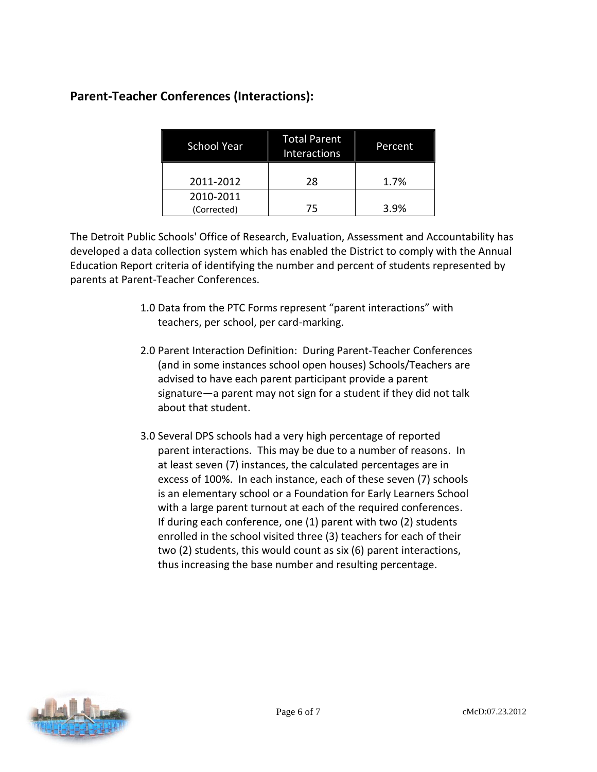## Parent-Teacher Conferences (Interactions):

| School Year | Total Parent Interactions | Percent |
|---|---|---|
| 2011-2012 | 28 | 1.7% |
| 2010-2011 (Corrected) | 75 | 3.9% |

The Detroit Public Schools' Office of Research, Evaluation, Assessment and Accountability has developed a data collection system which has enabled the District to comply with the Annual Education Report criteria of identifying the number and percent of students represented by parents at Parent-Teacher Conferences.

1.0 Data from the PTC Forms represent "parent interactions" with teachers, per school, per card-marking.

2.0 Parent Interaction Definition: During Parent-Teacher Conferences (and in some instances school open houses) Schools/Teachers are advised to have each parent participant provide a parent signature—a parent may not sign for a student if they did not talk about that student.

3.0 Several DPS schools had a very high percentage of reported parent interactions. This may be due to a number of reasons. In at least seven (7) instances, the calculated percentages are in excess of 100%. In each instance, each of these seven (7) schools is an elementary school or a Foundation for Early Learners School with a large parent turnout at each of the required conferences. If during each conference, one (1) parent with two (2) students enrolled in the school visited three (3) teachers for each of their two (2) students, this would count as six (6) parent interactions, thus increasing the base number and resulting percentage.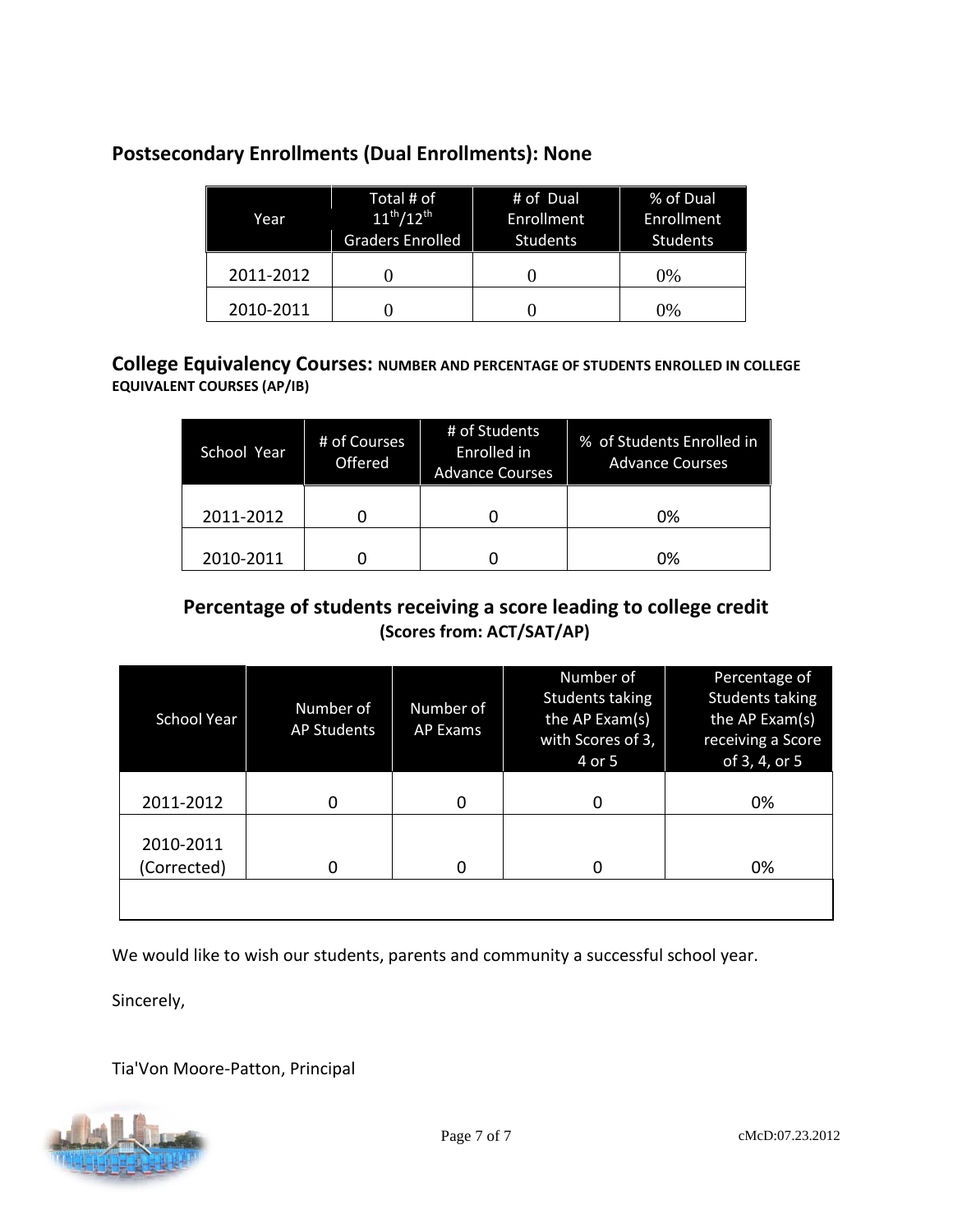## Postsecondary Enrollments (Dual Enrollments): None

| Year | Total # of $11^{th}/12^{th}$ Graders Enrolled | # of Dual Enrollment Students | % of Dual Enrollment Students |
|---|---|---|---|
| 2011-2012 | 0 | 0 | 0% |
| 2010-2011 | 0 | 0 | 0% |

## College Equivalency Courses: NUMBER AND PERCENTAGE OF STUDENTS ENROLLED IN COLLEGE EQUIVALENT COURSES (AP/IB)

| School Year | # of Courses Offered | # of Students Enrolled in Advance Courses | % of Students Enrolled in Advance Courses |
|---|---|---|---|
| 2011-2012 | 0 | 0 | 0% |
| 2010-2011 | 0 | 0 | 0% |

## Percentage of students receiving a score leading to college credit

**(Scores from: ACT/SAT/AP)**

| School Year | Number of AP Students | Number of AP Exams | Number of Students taking the AP Exam(s) with Scores of 3, 4 or 5 | Percentage of Students taking the AP Exam(s) receiving a Score of 3, 4, or 5 |
|---|---|---|---|---|
| 2011-2012 | 0 | 0 | 0 | 0% |
| 2010-2011 (Corrected) | 0 | 0 | 0 | 0% |
| | | | | |

We would like to wish our students, parents and community a successful school year.

Sincerely,

Tia'Von Moore-Patton, Principal

cMcD:07.23.2012